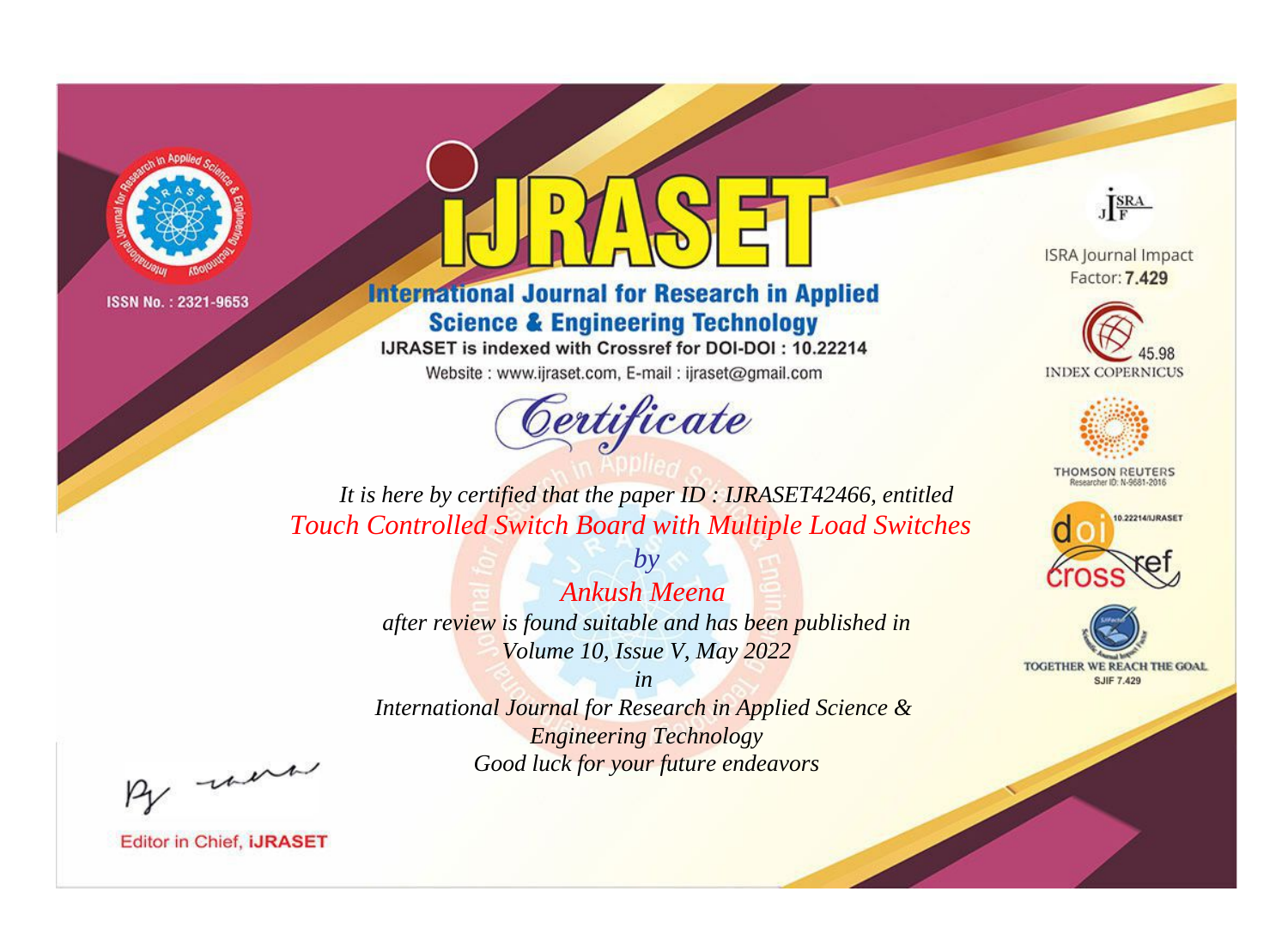ISSN No. : 2321-9653

# iJRASET

## International Journal for Research in Applied Science & Engineering Technology

IJRASET is indexed with Crossref for DOI-DOI : 10.22214

Website : www.ijraset.com, E-mail : ijraset@gmail.com

ISRA Journal Impact Factor: **7.429**

45.98 INDEX COPERNICUS

THOMSON REUTERS Researcher ID: N-9681-2016

10.22214/IJRASET

TOGETHER WE REACH THE GOAL SJIF 7.429

# *Certificate*

*It is here by certified that the paper ID : IJRASET42466, entitled*

*Touch Controlled Switch Board with Multiple Load Switches*

*by*

*Ankush Meena*

*after review is found suitable and has been published in*

*Volume 10, Issue V, May 2022*

*in*

*International Journal for Research in Applied Science & Engineering Technology*

*Good luck for your future endeavors*

Editor in Chief, **iJRASET**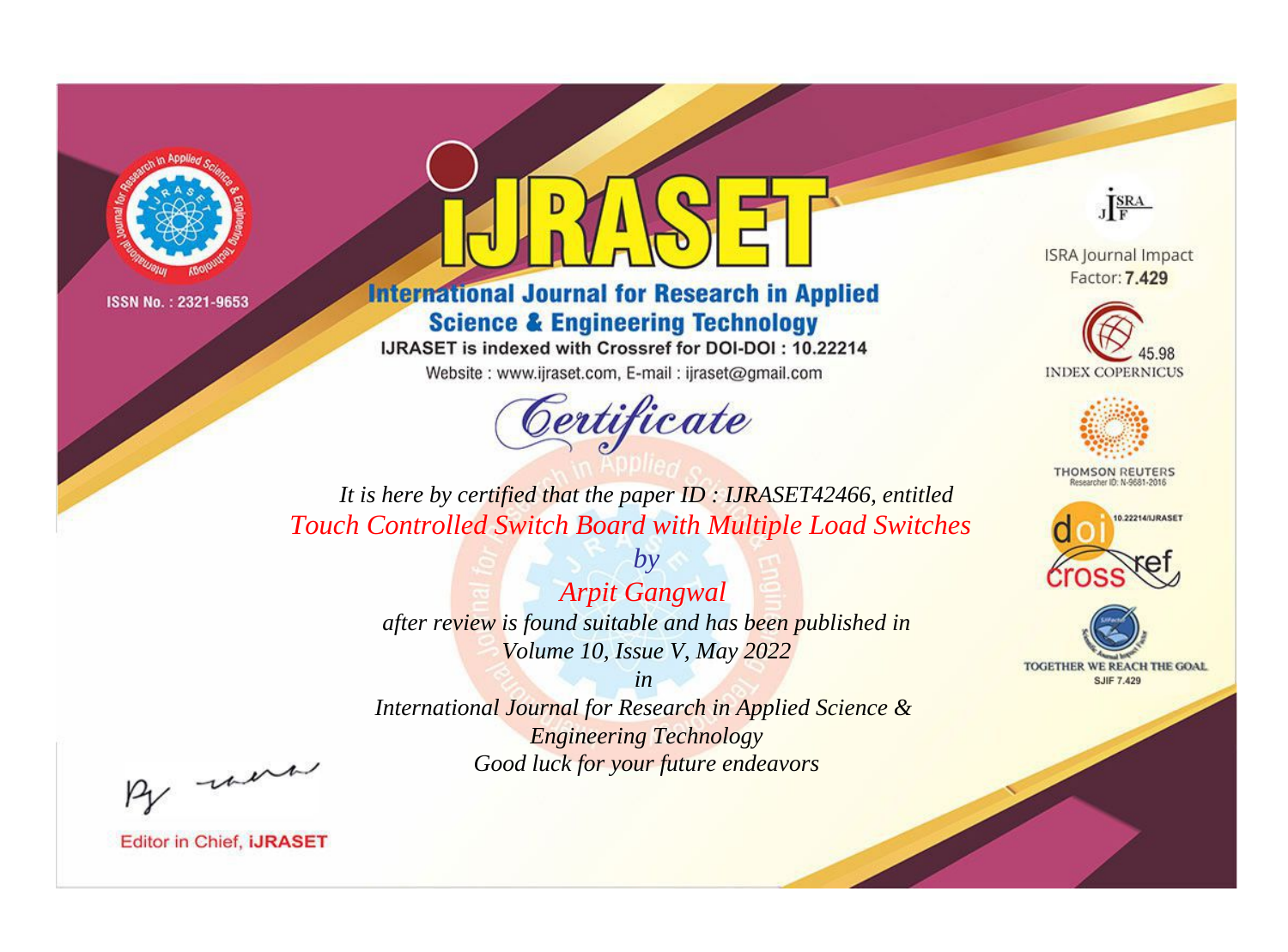ISSN No. : 2321-9653

# IJRASET

## International Journal for Research in Applied Science & Engineering Technology

IJRASET is indexed with Crossref for DOI-DOI : 10.22214

Website : www.ijraset.com, E-mail : ijraset@gmail.com

*Certificate*

*It is here by certified that the paper ID : IJRASET42466, entitled*

*Touch Controlled Switch Board with Multiple Load Switches*

*by*

*Arpit Gangwal*

*after review is found suitable and has been published in*

*Volume 10, Issue V, May 2022*

*in*

*International Journal for Research in Applied Science & Engineering Technology*

*Good luck for your future endeavors*

ISRA Journal Impact Factor: **7.429**

45.98 INDEX COPERNICUS

THOMSON REUTERS Researcher ID: N-9681-2016

10.22214/IJRASET

TOGETHER WE REACH THE GOAL SJIF 7.429

Editor in Chief, **IJRASET**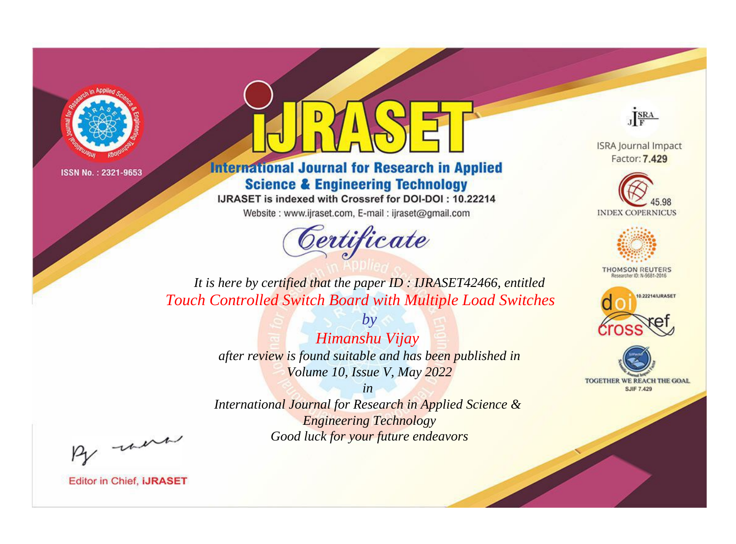ISSN No. : 2321-9653

# iJRASET

## International Journal for Research in Applied Science & Engineering Technology

IJRASET is indexed with Crossref for DOI-DOI : 10.22214

Website : www.ijraset.com, E-mail : ijraset@gmail.com

*Certificate*

*It is here by certified that the paper ID : IJRASET42466, entitled*

*Touch Controlled Switch Board with Multiple Load Switches*

*by*

*Himanshu Vijay*

*after review is found suitable and has been published in*

*Volume 10, Issue V, May 2022*

*in*

*International Journal for Research in Applied Science & Engineering Technology*

*Good luck for your future endeavors*

ISRA Journal Impact Factor: **7.429**

45.98 INDEX COPERNICUS

THOMSON REUTERS Researcher ID: N-9681-2016

10.22214/IJRASET

TOGETHER WE REACH THE GOAL SJIF 7.429

Editor in Chief, **iJRASET**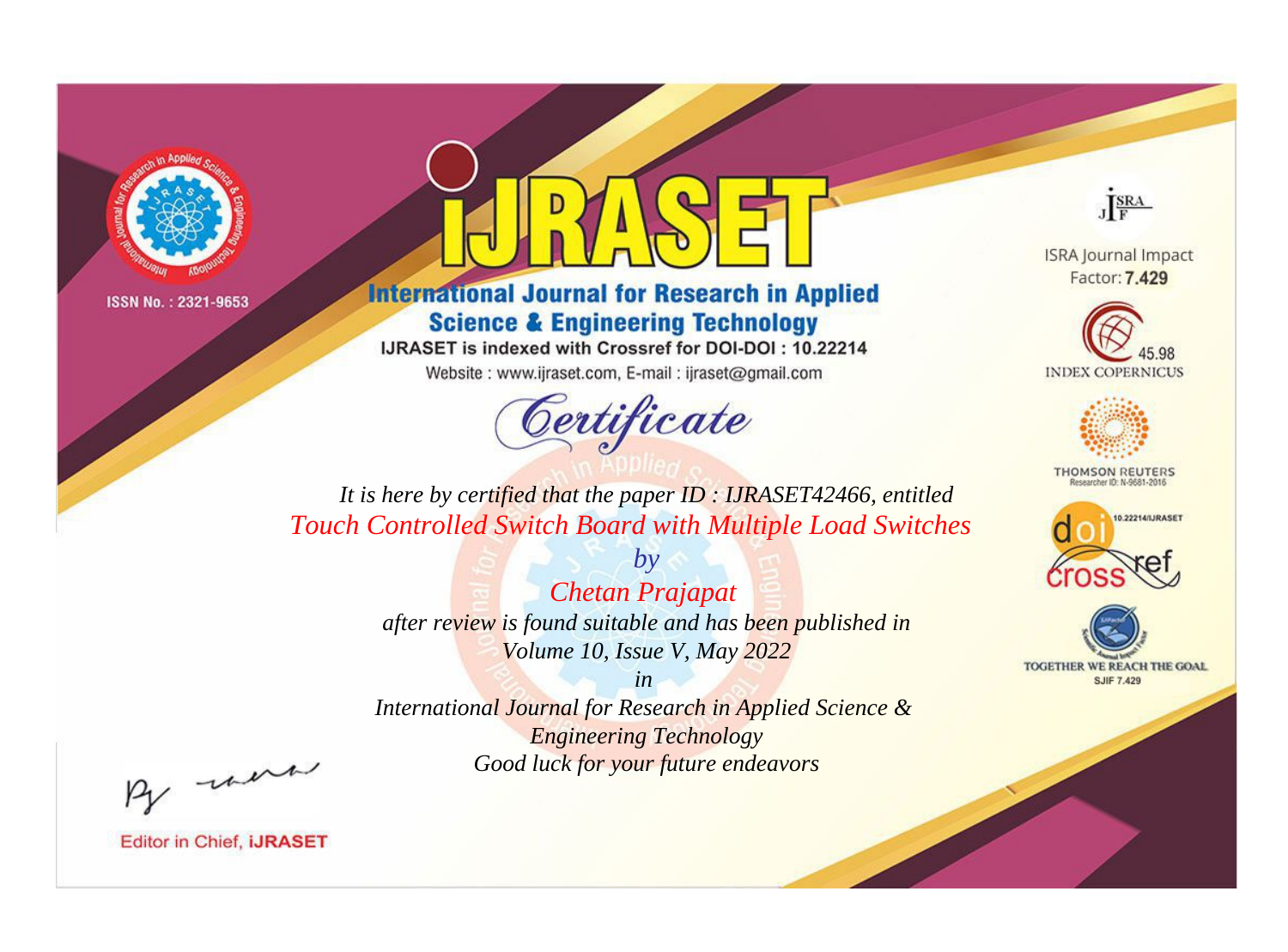ISSN No. : 2321-9653

# iJRASET

## International Journal for Research in Applied Science & Engineering Technology

IJRASET is indexed with Crossref for DOI-DOI : 10.22214

Website : www.ijraset.com, E-mail : ijraset@gmail.com

ISRA Journal Impact Factor: **7.429**

45.98 INDEX COPERNICUS

THOMSON REUTERS Researcher ID: N-9681-2016

10.22214/IJRASET

TOGETHER WE REACH THE GOAL SJIF 7.429

# *Certificate*

*It is here by certified that the paper ID : IJRASET42466, entitled*

*Touch Controlled Switch Board with Multiple Load Switches*

*by*

*Chetan Prajapat*

*after review is found suitable and has been published in*

*Volume 10, Issue V, May 2022*

*in*

*International Journal for Research in Applied Science & Engineering Technology*

*Good luck for your future endeavors*

Editor in Chief, **iJRASET**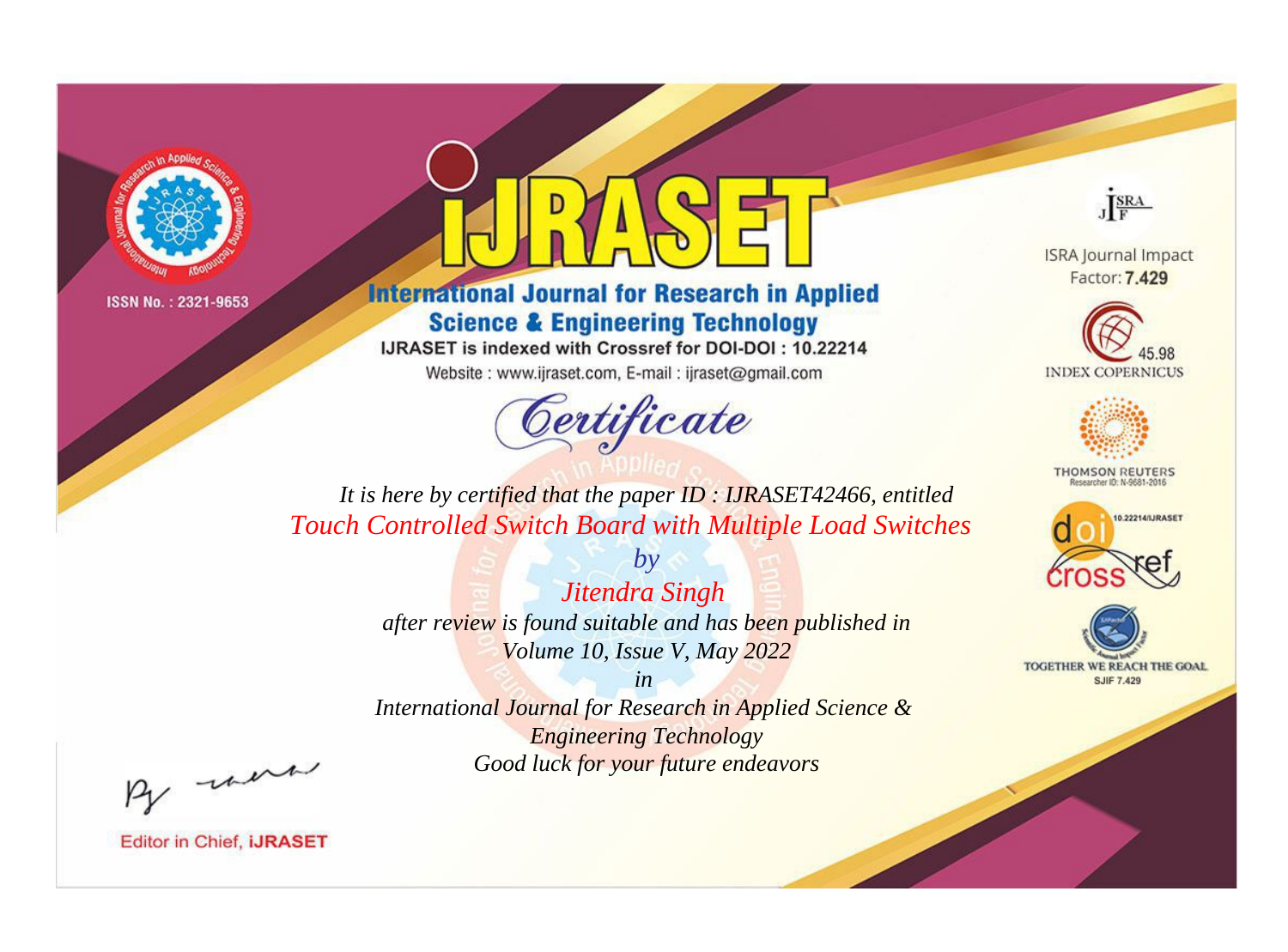ISSN No. : 2321-9653

# iJRASET

## International Journal for Research in Applied Science & Engineering Technology

IJRASET is indexed with Crossref for DOI-DOI : 10.22214

Website : www.ijraset.com, E-mail : ijraset@gmail.com

ISRA Journal Impact Factor: **7.429**

45.98 INDEX COPERNICUS

THOMSON REUTERS Researcher ID: N-9681-2016

10.22214/IJRASET

TOGETHER WE REACH THE GOAL SJIF 7.429

# *Certificate*

*It is here by certified that the paper ID : IJRASET42466, entitled*

*Touch Controlled Switch Board with Multiple Load Switches*

*by*

*Jitendra Singh*

*after review is found suitable and has been published in*

*Volume 10, Issue V, May 2022*

*in*

*International Journal for Research in Applied Science & Engineering Technology*

*Good luck for your future endeavors*

Editor in Chief, **iJRASET**